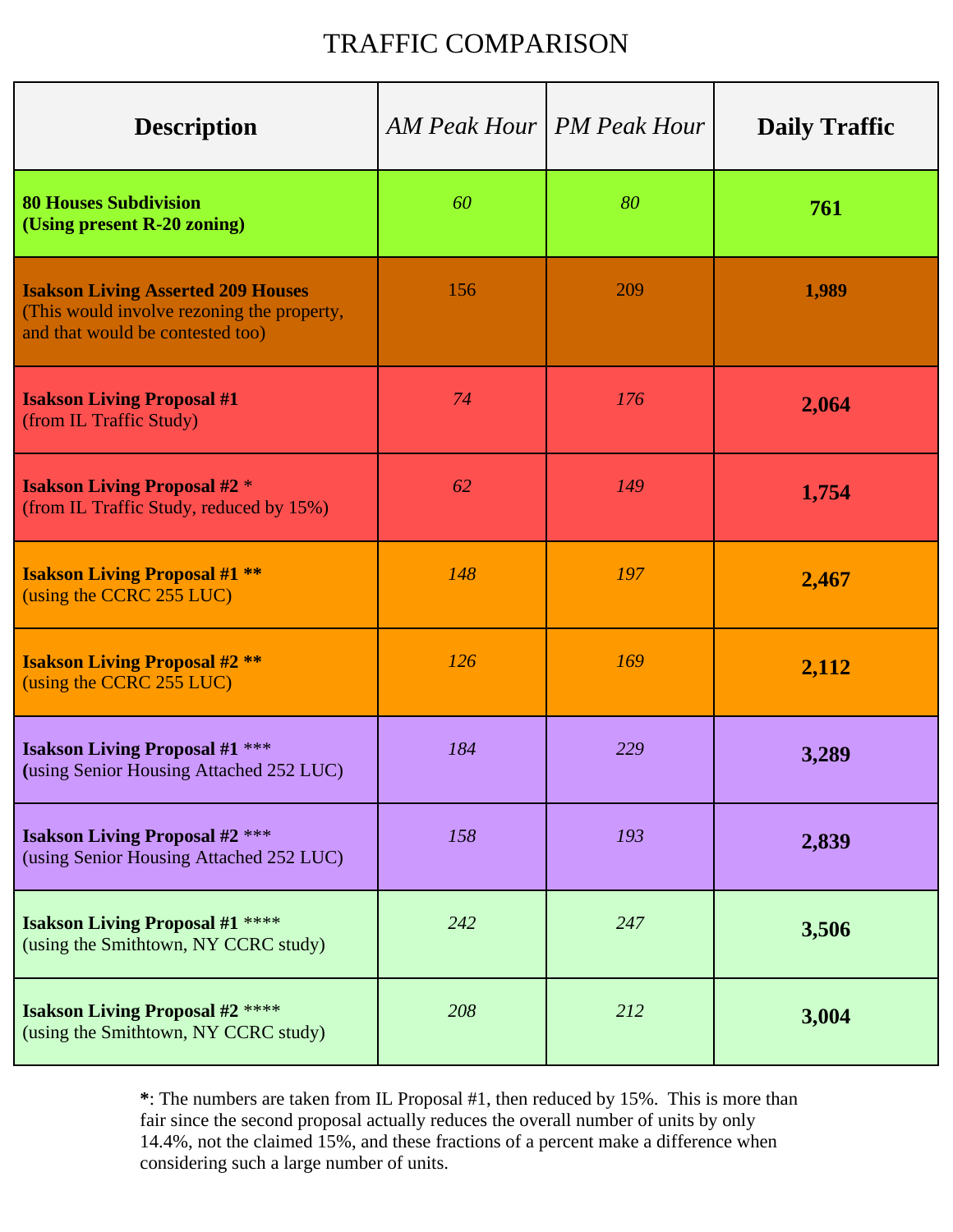# TRAFFIC COMPARISON

| Description | *AM Peak Hour* | *PM Peak Hour* | Daily Traffic |
|---|---|---|---|
| **80 Houses Subdivision**<br>**(Using present R-20 zoning)** | *60* | *80* | **761** |
| **Isakson Living Asserted 209 Houses**<br>(This would involve rezoning the property, and that would be contested too) | 156 | 209 | **1,989** |
| **Isakson Living Proposal #1**<br>(from IL Traffic Study) | *74* | *176* | **2,064** |
| **Isakson Living Proposal #2** *<br>(from IL Traffic Study, reduced by 15%) | *62* | *149* | **1,754** |
| **Isakson Living Proposal #1 ****<br>(using the CCRC 255 LUC) | *148* | *197* | **2,467** |
| **Isakson Living Proposal #2 ****<br>(using the CCRC 255 LUC) | *126* | *169* | **2,112** |
| **Isakson Living Proposal #1** ***<br>**(**using Senior Housing Attached 252 LUC) | *184* | *229* | **3,289** |
| **Isakson Living Proposal #2** ***<br>(using Senior Housing Attached 252 LUC) | *158* | *193* | **2,839** |
| **Isakson Living Proposal #1** ****<br>(using the Smithtown, NY CCRC study) | *242* | *247* | **3,506** |
| **Isakson Living Proposal #2** ****<br>(using the Smithtown, NY CCRC study) | *208* | *212* | **3,004** |

**\***: The numbers are taken from IL Proposal #1, then reduced by 15%. This is more than fair since the second proposal actually reduces the overall number of units by only 14.4%, not the claimed 15%, and these fractions of a percent make a difference when considering such a large number of units.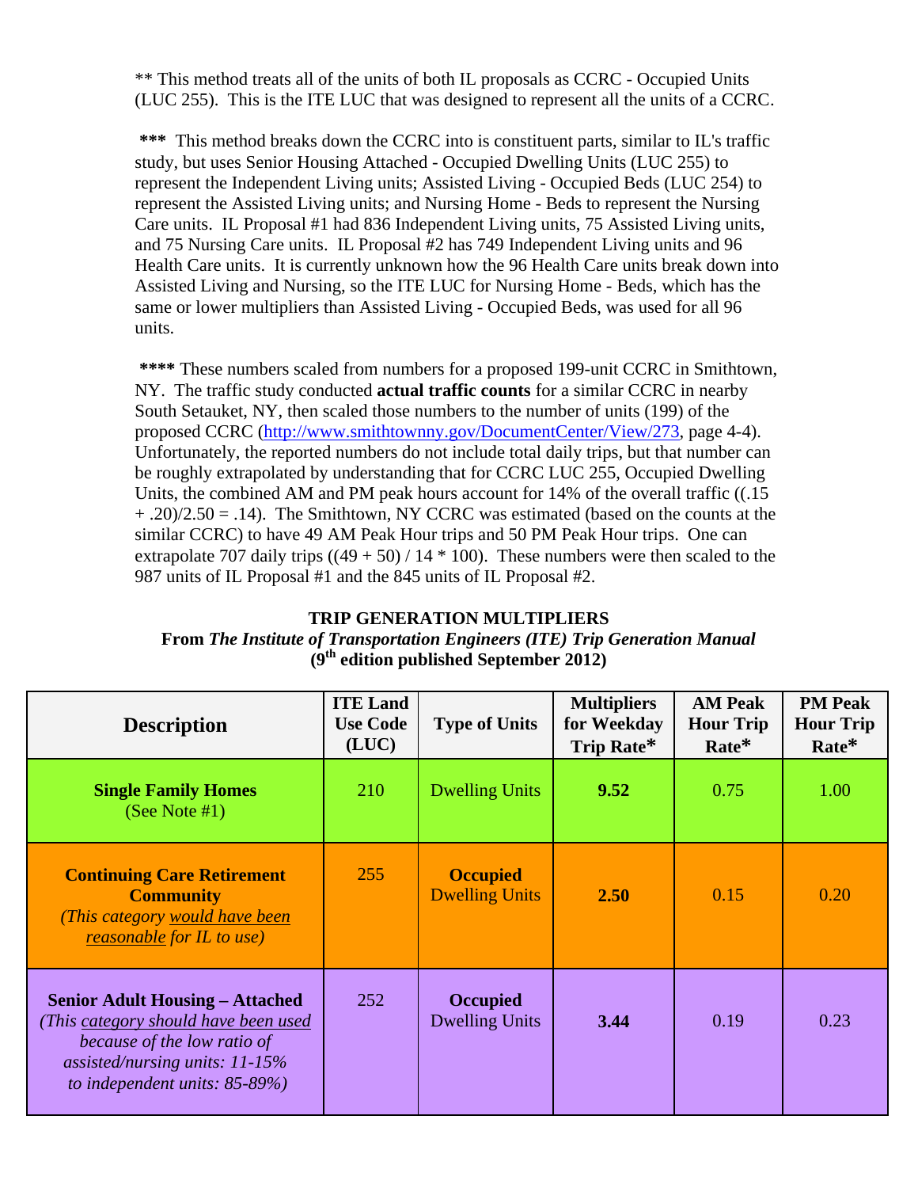** This method treats all of the units of both IL proposals as CCRC - Occupied Units (LUC 255). This is the ITE LUC that was designed to represent all the units of a CCRC.

**\*\*\*** This method breaks down the CCRC into is constituent parts, similar to IL's traffic study, but uses Senior Housing Attached - Occupied Dwelling Units (LUC 255) to represent the Independent Living units; Assisted Living - Occupied Beds (LUC 254) to represent the Assisted Living units; and Nursing Home - Beds to represent the Nursing Care units. IL Proposal #1 had 836 Independent Living units, 75 Assisted Living units, and 75 Nursing Care units. IL Proposal #2 has 749 Independent Living units and 96 Health Care units. It is currently unknown how the 96 Health Care units break down into Assisted Living and Nursing, so the ITE LUC for Nursing Home - Beds, which has the same or lower multipliers than Assisted Living - Occupied Beds, was used for all 96 units.

**\*\*\*\*** These numbers scaled from numbers for a proposed 199-unit CCRC in Smithtown, NY. The traffic study conducted **actual traffic counts** for a similar CCRC in nearby South Setauket, NY, then scaled those numbers to the number of units (199) of the proposed CCRC (http://www.smithtownny.gov/DocumentCenter/View/273, page 4-4). Unfortunately, the reported numbers do not include total daily trips, but that number can be roughly extrapolated by understanding that for CCRC LUC 255, Occupied Dwelling Units, the combined AM and PM peak hours account for 14% of the overall traffic ((.15 + .20)/2.50 = .14). The Smithtown, NY CCRC was estimated (based on the counts at the similar CCRC) to have 49 AM Peak Hour trips and 50 PM Peak Hour trips. One can extrapolate 707 daily trips ((49 + 50) / 14 * 100). These numbers were then scaled to the 987 units of IL Proposal #1 and the 845 units of IL Proposal #2.

**TRIP GENERATION MULTIPLIERS**
**From *The Institute of Transportation Engineers (ITE) Trip Generation Manual***
**(9th edition published September 2012)**

| Description | ITE Land Use Code (LUC) | Type of Units | Multipliers for Weekday Trip Rate* | AM Peak Hour Trip Rate* | PM Peak Hour Trip Rate* |
|---|---|---|---|---|---|
| **Single Family Homes** (See Note #1) | 210 | Dwelling Units | **9.52** | 0.75 | 1.00 |
| **Continuing Care Retirement Community** *(This category would have been reasonable for IL to use)* | 255 | **Occupied** Dwelling Units | **2.50** | 0.15 | 0.20 |
| **Senior Adult Housing – Attached** *(This category should have been used because of the low ratio of assisted/nursing units: 11-15% to independent units: 85-89%)* | 252 | **Occupied** Dwelling Units | **3.44** | 0.19 | 0.23 |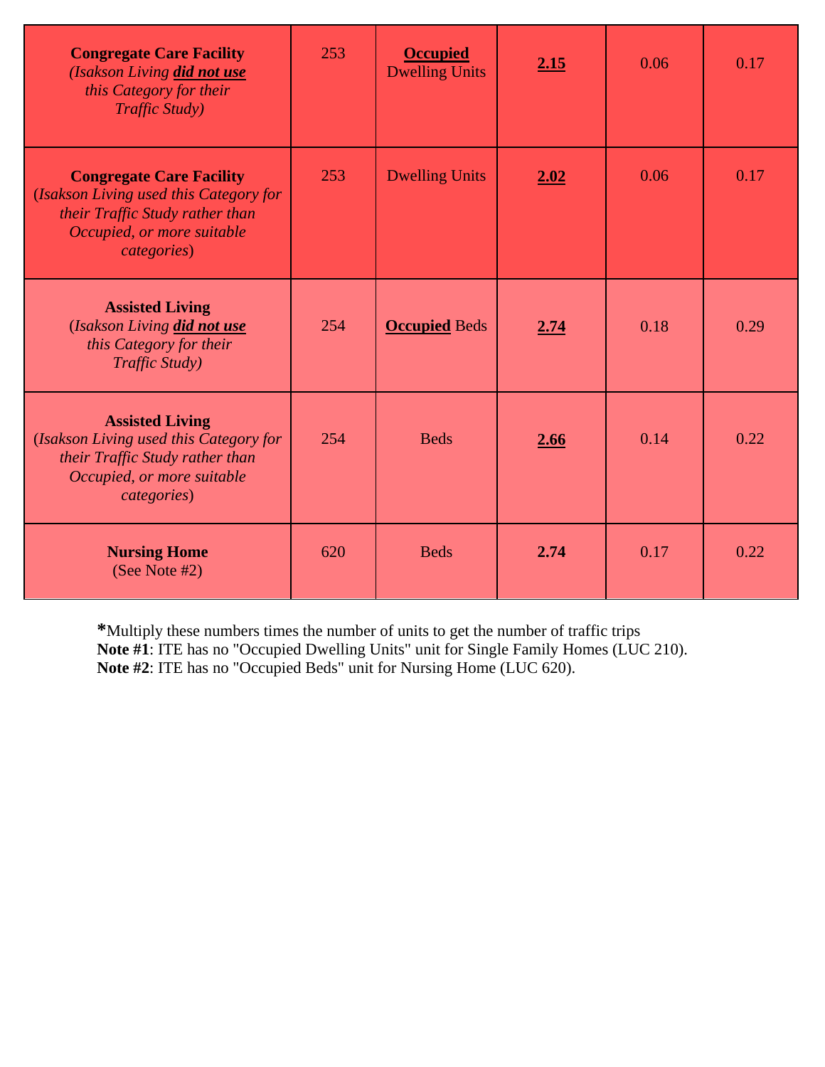| | | | | | |
|---|---|---|---|---|---|
| **Congregate Care Facility** *(Isakson Living* ***did not use*** *this Category for their Traffic Study)* | 253 | **Occupied** Dwelling Units | **2.15** | 0.06 | 0.17 |
| **Congregate Care Facility** (*Isakson Living used this Category for their Traffic Study rather than Occupied, or more suitable categories*) | 253 | Dwelling Units | **2.02** | 0.06 | 0.17 |
| **Assisted Living** (*Isakson Living* ***did not use*** *this Category for their Traffic Study)* | 254 | **Occupied** Beds | **2.74** | 0.18 | 0.29 |
| **Assisted Living** (*Isakson Living used this Category for their Traffic Study rather than Occupied, or more suitable categories*) | 254 | Beds | **2.66** | 0.14 | 0.22 |
| **Nursing Home** (See Note #2) | 620 | Beds | **2.74** | 0.17 | 0.22 |

**\***Multiply these numbers times the number of units to get the number of traffic trips
**Note #1**: ITE has no "Occupied Dwelling Units" unit for Single Family Homes (LUC 210).
**Note #2**: ITE has no "Occupied Beds" unit for Nursing Home (LUC 620).